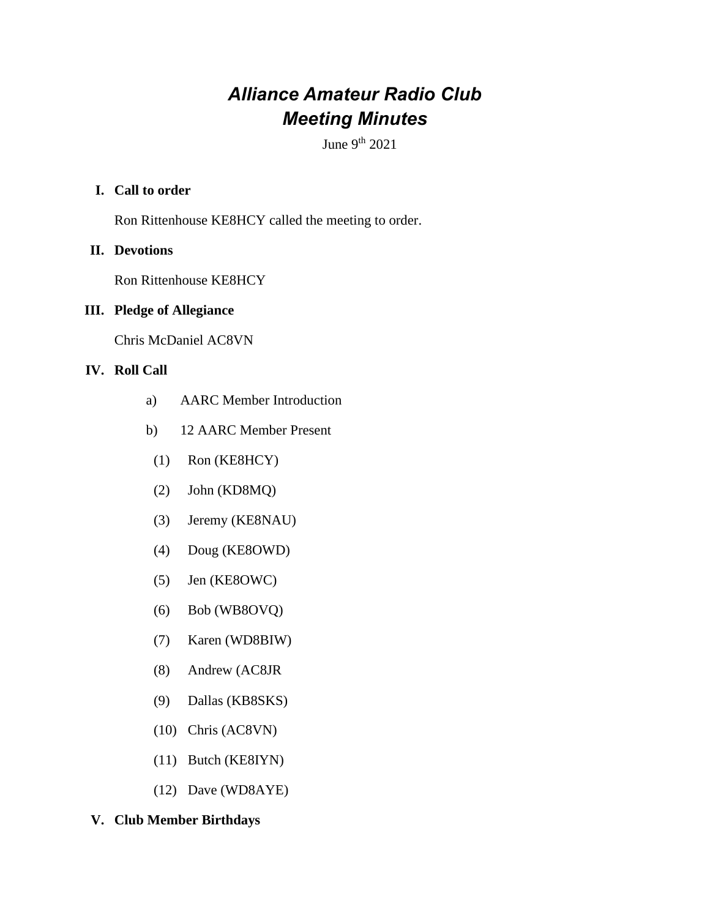# *Alliance Amateur Radio Club*
# *Meeting Minutes*

June 9th 2021

**I. Call to order**

Ron Rittenhouse KE8HCY called the meeting to order.

**II. Devotions**

Ron Rittenhouse KE8HCY

**III. Pledge of Allegiance**

Chris McDaniel AC8VN

**IV. Roll Call**

a) AARC Member Introduction

b) 12 AARC Member Present

(1) Ron (KE8HCY)

(2) John (KD8MQ)

(3) Jeremy (KE8NAU)

(4) Doug (KE8OWD)

(5) Jen (KE8OWC)

(6) Bob (WB8OVQ)

(7) Karen (WD8BIW)

(8) Andrew (AC8JR

(9) Dallas (KB8SKS)

(10) Chris (AC8VN)

(11) Butch (KE8IYN)

(12) Dave (WD8AYE)

**V. Club Member Birthdays**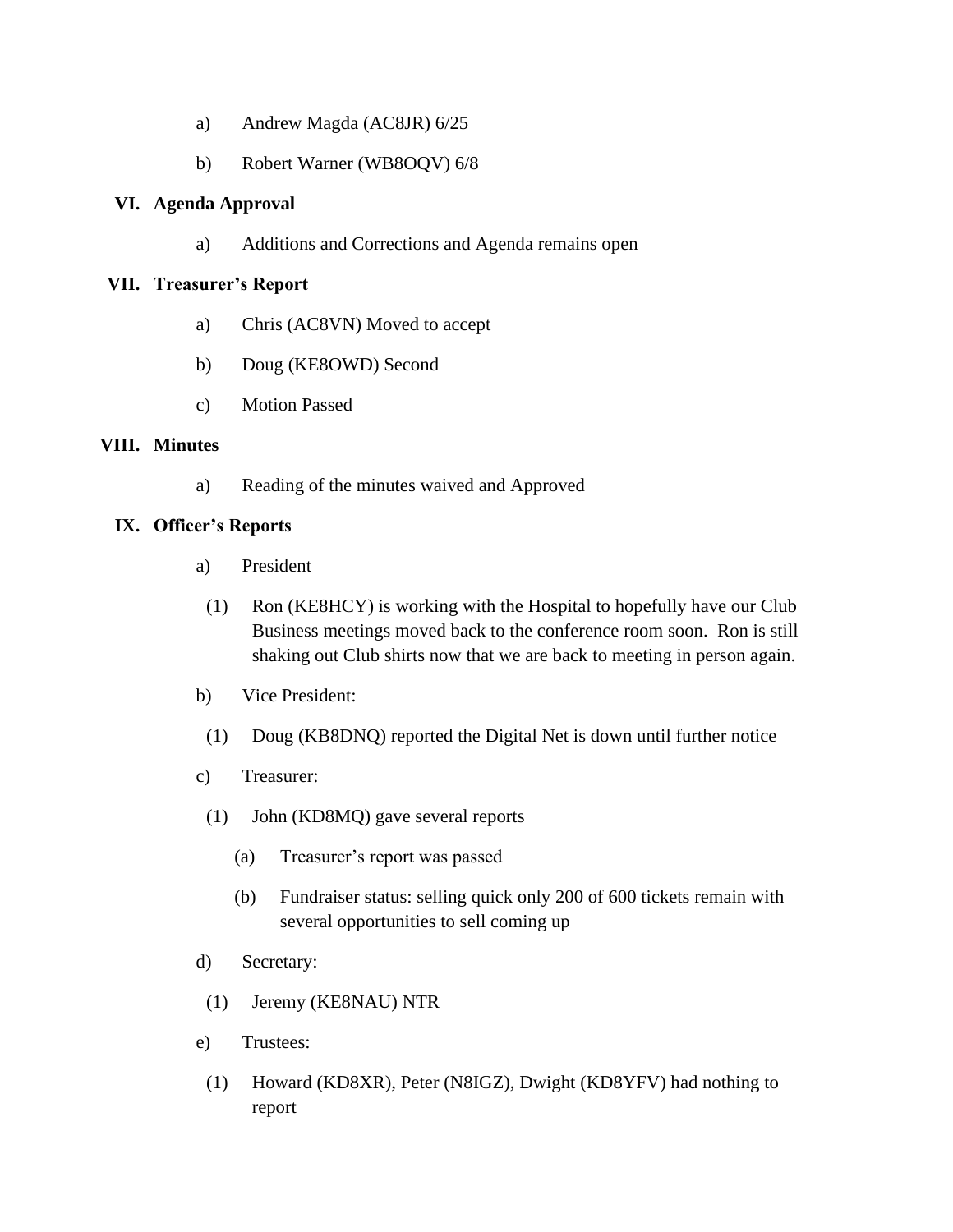a) Andrew Magda (AC8JR) 6/25

b) Robert Warner (WB8OQV) 6/8

**VI. Agenda Approval**

a) Additions and Corrections and Agenda remains open

**VII. Treasurer's Report**

a) Chris (AC8VN) Moved to accept

b) Doug (KE8OWD) Second

c) Motion Passed

**VIII. Minutes**

a) Reading of the minutes waived and Approved

**IX. Officer's Reports**

a) President

(1) Ron (KE8HCY) is working with the Hospital to hopefully have our Club Business meetings moved back to the conference room soon. Ron is still shaking out Club shirts now that we are back to meeting in person again.

b) Vice President:

(1) Doug (KB8DNQ) reported the Digital Net is down until further notice

c) Treasurer:

(1) John (KD8MQ) gave several reports

(a) Treasurer's report was passed

(b) Fundraiser status: selling quick only 200 of 600 tickets remain with several opportunities to sell coming up

d) Secretary:

(1) Jeremy (KE8NAU) NTR

e) Trustees:

(1) Howard (KD8XR), Peter (N8IGZ), Dwight (KD8YFV) had nothing to report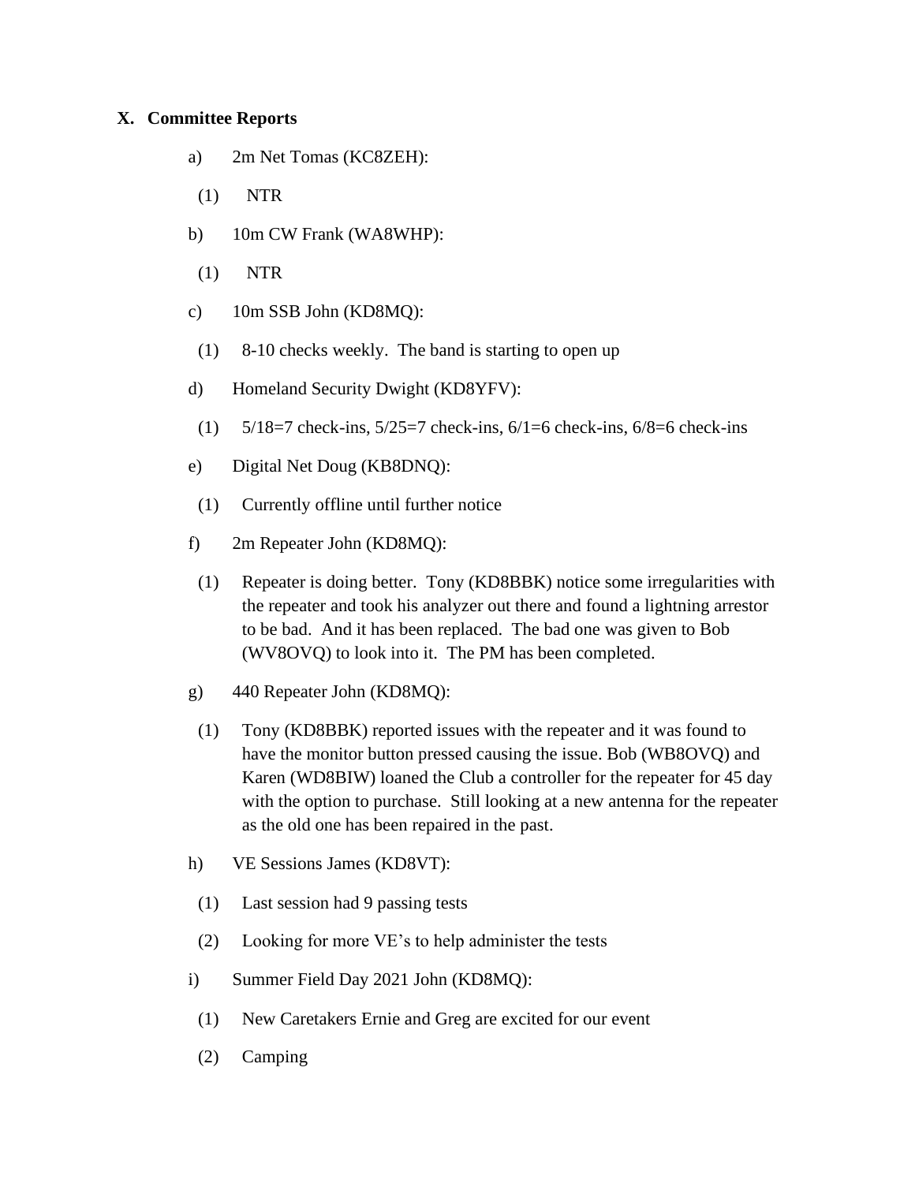## X. Committee Reports

a) 2m Net Tomas (KC8ZEH):

(1) NTR

b) 10m CW Frank (WA8WHP):

(1) NTR

c) 10m SSB John (KD8MQ):

(1) 8-10 checks weekly. The band is starting to open up

d) Homeland Security Dwight (KD8YFV):

(1) 5/18=7 check-ins, 5/25=7 check-ins, 6/1=6 check-ins, 6/8=6 check-ins

e) Digital Net Doug (KB8DNQ):

(1) Currently offline until further notice

f) 2m Repeater John (KD8MQ):

(1) Repeater is doing better. Tony (KD8BBK) notice some irregularities with the repeater and took his analyzer out there and found a lightning arrestor to be bad. And it has been replaced. The bad one was given to Bob (WV8OVQ) to look into it. The PM has been completed.

g) 440 Repeater John (KD8MQ):

(1) Tony (KD8BBK) reported issues with the repeater and it was found to have the monitor button pressed causing the issue. Bob (WB8OVQ) and Karen (WD8BIW) loaned the Club a controller for the repeater for 45 day with the option to purchase. Still looking at a new antenna for the repeater as the old one has been repaired in the past.

h) VE Sessions James (KD8VT):

(1) Last session had 9 passing tests

(2) Looking for more VE's to help administer the tests

i) Summer Field Day 2021 John (KD8MQ):

(1) New Caretakers Ernie and Greg are excited for our event

(2) Camping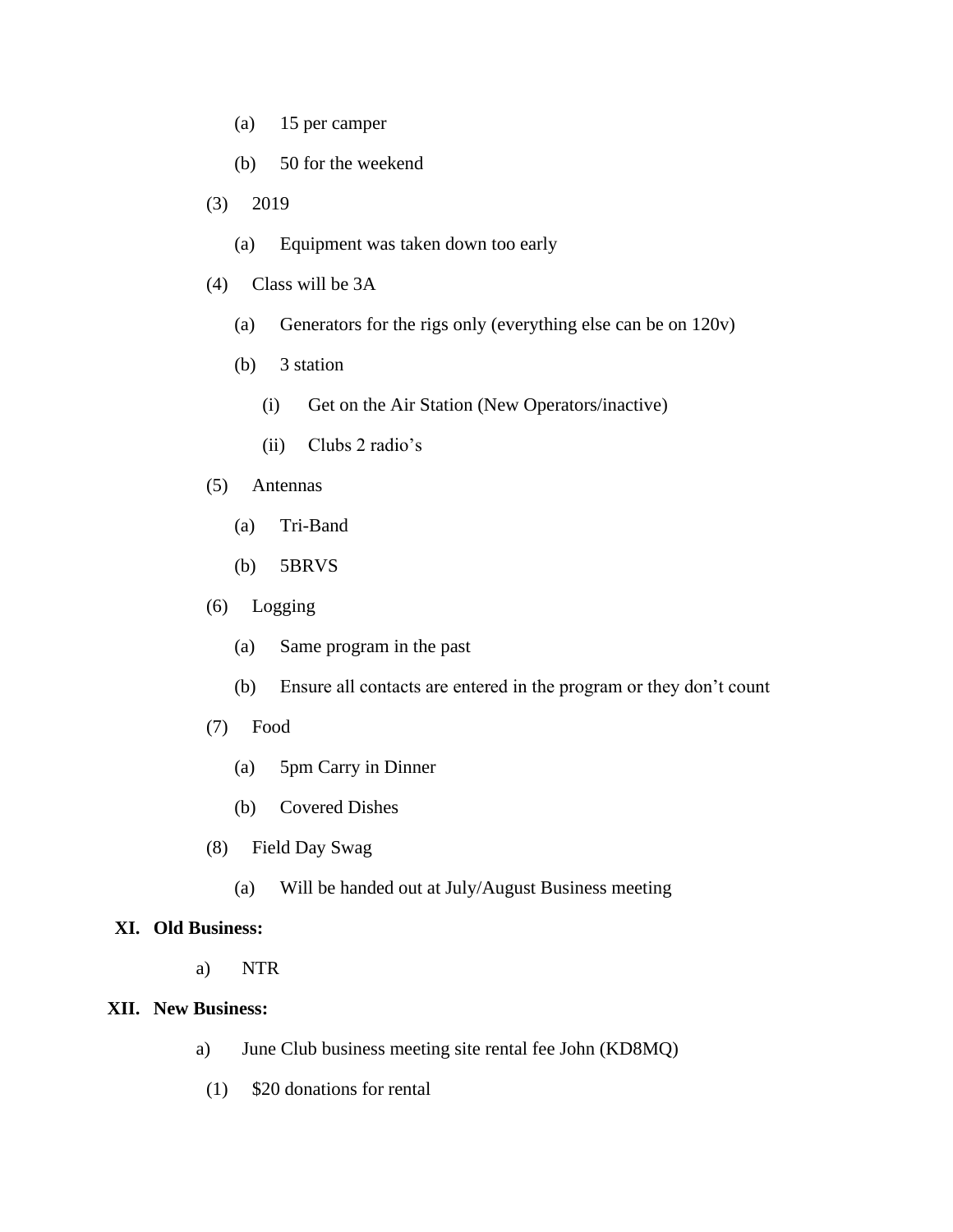- (a) 15 per camper
- (b) 50 for the weekend

(3) 2019

- (a) Equipment was taken down too early

(4) Class will be 3A

- (a) Generators for the rigs only (everything else can be on 120v)
- (b) 3 station
  - (i) Get on the Air Station (New Operators/inactive)
  - (ii) Clubs 2 radio's

(5) Antennas

- (a) Tri-Band
- (b) 5BRVS

(6) Logging

- (a) Same program in the past
- (b) Ensure all contacts are entered in the program or they don't count

(7) Food

- (a) 5pm Carry in Dinner
- (b) Covered Dishes

(8) Field Day Swag

- (a) Will be handed out at July/August Business meeting

**XI. Old Business:**

a) NTR

**XII. New Business:**

a) June Club business meeting site rental fee John (KD8MQ)

(1) $20 donations for rental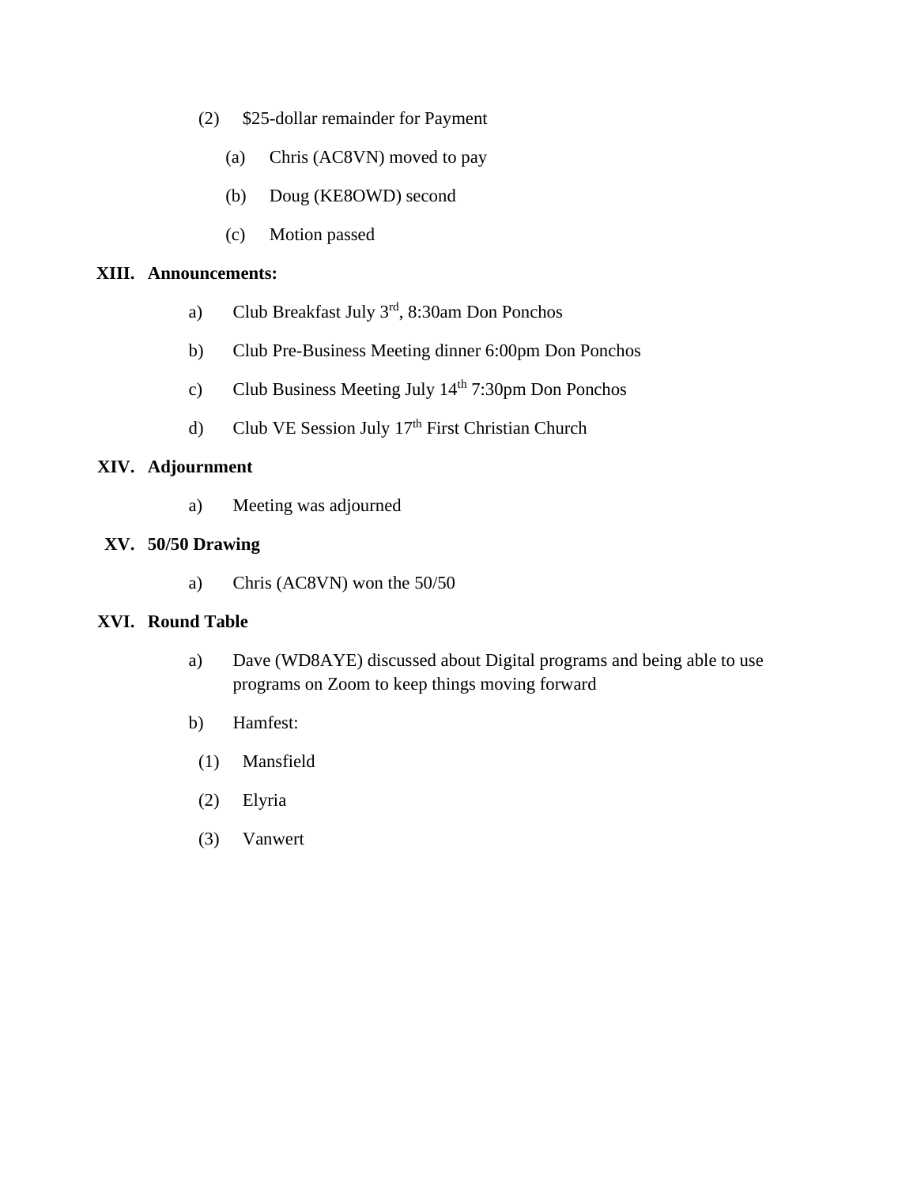(2) $25-dollar remainder for Payment

(a) Chris (AC8VN) moved to pay

(b) Doug (KE8OWD) second

(c) Motion passed

**XIII. Announcements:**

a) Club Breakfast July 3rd, 8:30am Don Ponchos

b) Club Pre-Business Meeting dinner 6:00pm Don Ponchos

c) Club Business Meeting July 14th 7:30pm Don Ponchos

d) Club VE Session July 17th First Christian Church

**XIV. Adjournment**

a) Meeting was adjourned

**XV. 50/50 Drawing**

a) Chris (AC8VN) won the 50/50

**XVI. Round Table**

a) Dave (WD8AYE) discussed about Digital programs and being able to use programs on Zoom to keep things moving forward

b) Hamfest:

(1) Mansfield

(2) Elyria

(3) Vanwert